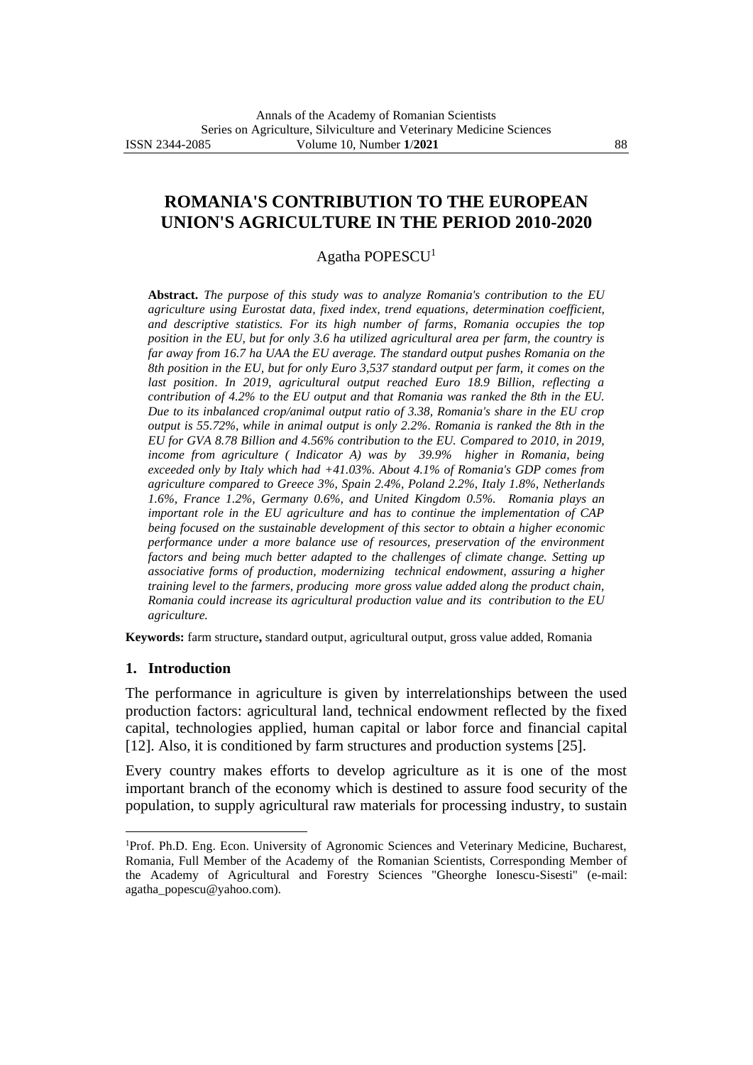# ROMANIA'S CONTRIBUTION TO THE EUROPEAN UNION'S AGRICULTURE IN THE PERIOD 2010-2020

Agatha POPESCU[1]

**Abstract.** *The purpose of this study was to analyze Romania's contribution to the EU agriculture using Eurostat data, fixed index, trend equations, determination coefficient, and descriptive statistics. For its high number of farms, Romania occupies the top position in the EU, but for only 3.6 ha utilized agricultural area per farm, the country is far away from 16.7 ha UAA the EU average. The standard output pushes Romania on the 8th position in the EU, but for only Euro 3,537 standard output per farm, it comes on the last position. In 2019, agricultural output reached Euro 18.9 Billion, reflecting a contribution of 4.2% to the EU output and that Romania was ranked the 8th in the EU. Due to its inbalanced crop/animal output ratio of 3.38, Romania's share in the EU crop output is 55.72%, while in animal output is only 2.2%. Romania is ranked the 8th in the EU for GVA 8.78 Billion and 4.56% contribution to the EU. Compared to 2010, in 2019, income from agriculture ( Indicator A) was by 39.9% higher in Romania, being exceeded only by Italy which had +41.03%. About 4.1% of Romania's GDP comes from agriculture compared to Greece 3%, Spain 2.4%, Poland 2.2%, Italy 1.8%, Netherlands 1.6%, France 1.2%, Germany 0.6%, and United Kingdom 0.5%. Romania plays an important role in the EU agriculture and has to continue the implementation of CAP being focused on the sustainable development of this sector to obtain a higher economic performance under a more balance use of resources, preservation of the environment factors and being much better adapted to the challenges of climate change. Setting up associative forms of production, modernizing technical endowment, assuring a higher training level to the farmers, producing more gross value added along the product chain, Romania could increase its agricultural production value and its contribution to the EU agriculture.*

**Keywords:** farm structure**,** standard output, agricultural output, gross value added, Romania

## 1. Introduction

The performance in agriculture is given by interrelationships between the used production factors: agricultural land, technical endowment reflected by the fixed capital, technologies applied, human capital or labor force and financial capital [12]. Also, it is conditioned by farm structures and production systems [25].

Every country makes efforts to develop agriculture as it is one of the most important branch of the economy which is destined to assure food security of the population, to supply agricultural raw materials for processing industry, to sustain

---

[1]Prof. Ph.D. Eng. Econ. University of Agronomic Sciences and Veterinary Medicine, Bucharest, Romania, Full Member of the Academy of the Romanian Scientists, Corresponding Member of the Academy of Agricultural and Forestry Sciences "Gheorghe Ionescu-Sisesti" (e-mail: agatha_popescu@yahoo.com).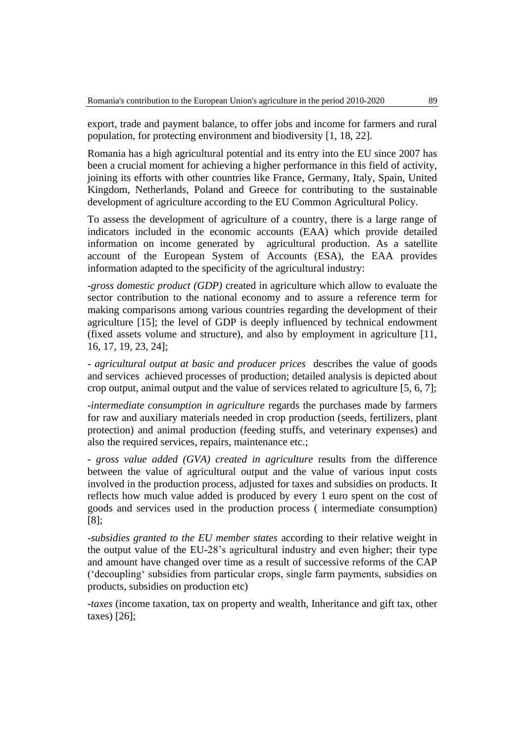export, trade and payment balance, to offer jobs and income for farmers and rural population, for protecting environment and biodiversity [1, 18, 22].

Romania has a high agricultural potential and its entry into the EU since 2007 has been a crucial moment for achieving a higher performance in this field of activity, joining its efforts with other countries like France, Germany, Italy, Spain, United Kingdom, Netherlands, Poland and Greece for contributing to the sustainable development of agriculture according to the EU Common Agricultural Policy.

To assess the development of agriculture of a country, there is a large range of indicators included in the economic accounts (EAA) which provide detailed information on income generated by agricultural production. As a satellite account of the European System of Accounts (ESA), the EAA provides information adapted to the specificity of the agricultural industry:

-*gross domestic product (GDP)* created in agriculture which allow to evaluate the sector contribution to the national economy and to assure a reference term for making comparisons among various countries regarding the development of their agriculture [15]; the level of GDP is deeply influenced by technical endowment (fixed assets volume and structure), and also by employment in agriculture [11, 16, 17, 19, 23, 24];

- *agricultural output at basic and producer prices* describes the value of goods and services achieved processes of production; detailed analysis is depicted about crop output, animal output and the value of services related to agriculture [5, 6, 7];

-*intermediate consumption in agriculture* regards the purchases made by farmers for raw and auxiliary materials needed in crop production (seeds, fertilizers, plant protection) and animal production (feeding stuffs, and veterinary expenses) and also the required services, repairs, maintenance etc.;

- *gross value added (GVA) created in agriculture* results from the difference between the value of agricultural output and the value of various input costs involved in the production process, adjusted for taxes and subsidies on products. It reflects how much value added is produced by every 1 euro spent on the cost of goods and services used in the production process ( intermediate consumption) [8];

-*subsidies granted to the EU member states* according to their relative weight in the output value of the EU-28's agricultural industry and even higher; their type and amount have changed over time as a result of successive reforms of the CAP ('decoupling' subsidies from particular crops, single farm payments, subsidies on products, subsidies on production etc)

-*taxes* (income taxation, tax on property and wealth, Inheritance and gift tax, other taxes) [26];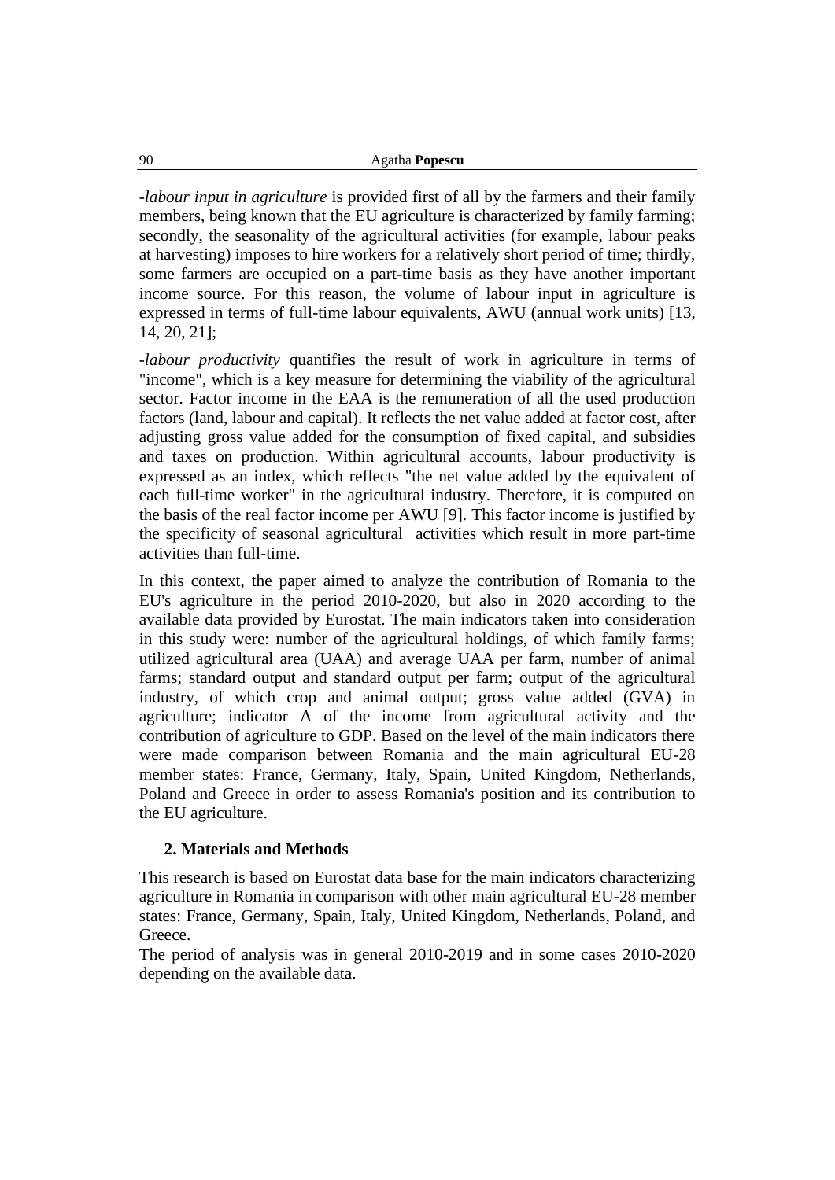-*labour input in agriculture* is provided first of all by the farmers and their family members, being known that the EU agriculture is characterized by family farming; secondly, the seasonality of the agricultural activities (for example, labour peaks at harvesting) imposes to hire workers for a relatively short period of time; thirdly, some farmers are occupied on a part-time basis as they have another important income source. For this reason, the volume of labour input in agriculture is expressed in terms of full-time labour equivalents, AWU (annual work units) [13, 14, 20, 21];

-*labour productivity* quantifies the result of work in agriculture in terms of "income", which is a key measure for determining the viability of the agricultural sector. Factor income in the EAA is the remuneration of all the used production factors (land, labour and capital). It reflects the net value added at factor cost, after adjusting gross value added for the consumption of fixed capital, and subsidies and taxes on production. Within agricultural accounts, labour productivity is expressed as an index, which reflects "the net value added by the equivalent of each full-time worker" in the agricultural industry. Therefore, it is computed on the basis of the real factor income per AWU [9]. This factor income is justified by the specificity of seasonal agricultural activities which result in more part-time activities than full-time.

In this context, the paper aimed to analyze the contribution of Romania to the EU's agriculture in the period 2010-2020, but also in 2020 according to the available data provided by Eurostat. The main indicators taken into consideration in this study were: number of the agricultural holdings, of which family farms; utilized agricultural area (UAA) and average UAA per farm, number of animal farms; standard output and standard output per farm; output of the agricultural industry, of which crop and animal output; gross value added (GVA) in agriculture; indicator A of the income from agricultural activity and the contribution of agriculture to GDP. Based on the level of the main indicators there were made comparison between Romania and the main agricultural EU-28 member states: France, Germany, Italy, Spain, United Kingdom, Netherlands, Poland and Greece in order to assess Romania's position and its contribution to the EU agriculture.

## 2. Materials and Methods

This research is based on Eurostat data base for the main indicators characterizing agriculture in Romania in comparison with other main agricultural EU-28 member states: France, Germany, Spain, Italy, United Kingdom, Netherlands, Poland, and Greece.

The period of analysis was in general 2010-2019 and in some cases 2010-2020 depending on the available data.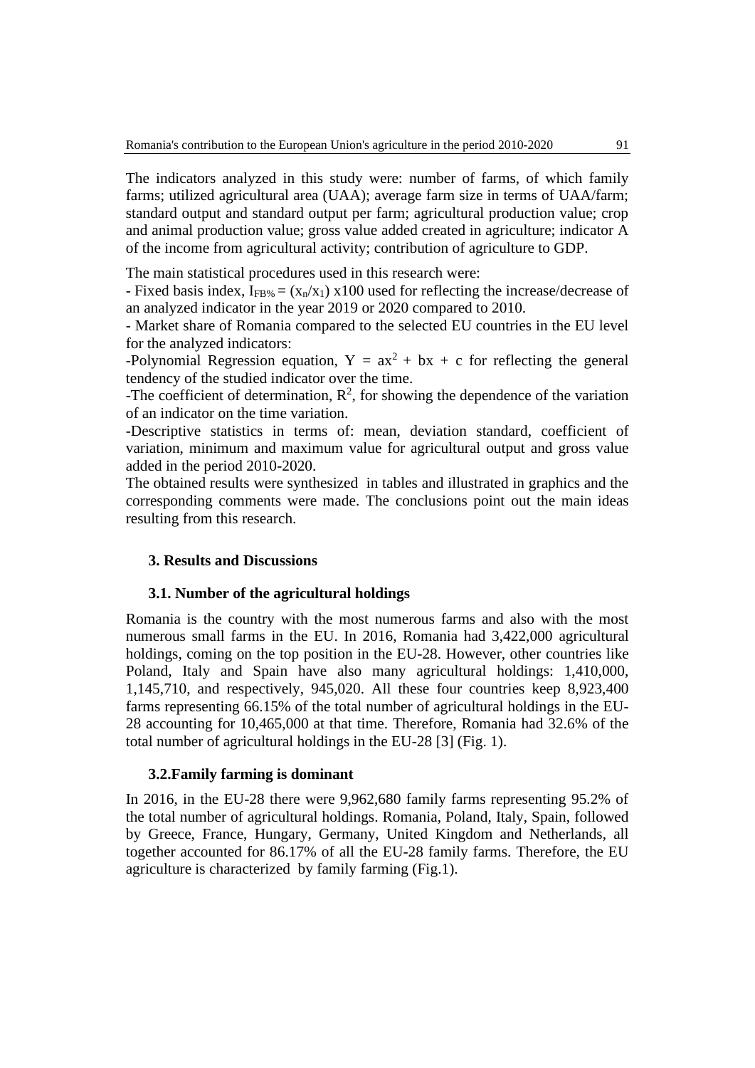The indicators analyzed in this study were: number of farms, of which family farms; utilized agricultural area (UAA); average farm size in terms of UAA/farm; standard output and standard output per farm; agricultural production value; crop and animal production value; gross value added created in agriculture; indicator A of the income from agricultural activity; contribution of agriculture to GDP.

The main statistical procedures used in this research were:

- Fixed basis index, $I_{FB\%} = (x_n/x_1)$ x100 used for reflecting the increase/decrease of an analyzed indicator in the year 2019 or 2020 compared to 2010.
- Market share of Romania compared to the selected EU countries in the EU level for the analyzed indicators:

-Polynomial Regression equation, $Y = ax^2 + bx + c$ for reflecting the general tendency of the studied indicator over the time.

-The coefficient of determination, $R^2$, for showing the dependence of the variation of an indicator on the time variation.

-Descriptive statistics in terms of: mean, deviation standard, coefficient of variation, minimum and maximum value for agricultural output and gross value added in the period 2010-2020.

The obtained results were synthesized in tables and illustrated in graphics and the corresponding comments were made. The conclusions point out the main ideas resulting from this research.

## 3. Results and Discussions

### 3.1. Number of the agricultural holdings

Romania is the country with the most numerous farms and also with the most numerous small farms in the EU. In 2016, Romania had 3,422,000 agricultural holdings, coming on the top position in the EU-28. However, other countries like Poland, Italy and Spain have also many agricultural holdings: 1,410,000, 1,145,710, and respectively, 945,020. All these four countries keep 8,923,400 farms representing 66.15% of the total number of agricultural holdings in the EU-28 accounting for 10,465,000 at that time. Therefore, Romania had 32.6% of the total number of agricultural holdings in the EU-28 [3] (Fig. 1).

### 3.2.Family farming is dominant

In 2016, in the EU-28 there were 9,962,680 family farms representing 95.2% of the total number of agricultural holdings. Romania, Poland, Italy, Spain, followed by Greece, France, Hungary, Germany, United Kingdom and Netherlands, all together accounted for 86.17% of all the EU-28 family farms. Therefore, the EU agriculture is characterized by family farming (Fig.1).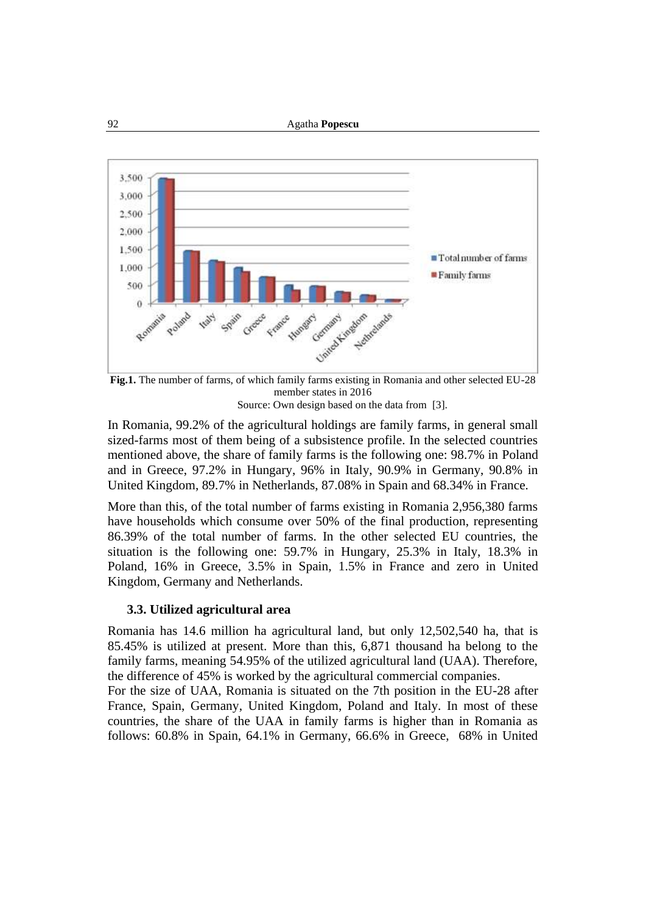3,500
3,000
2,500
2,000
1,500
1,000
500
0

Romania
Poland
Italy
Spain
Greece
France
Hungary
Germany
United Kingdom
Nethrelands

Total number of farms
Family farms

**Fig.1.** The number of farms, of which family farms existing in Romania and other selected EU-28 member states in 2016

Source: Own design based on the data from [3].

In Romania, 99.2% of the agricultural holdings are family farms, in general small sized-farms most of them being of a subsistence profile. In the selected countries mentioned above, the share of family farms is the following one: 98.7% in Poland and in Greece, 97.2% in Hungary, 96% in Italy, 90.9% in Germany, 90.8% in United Kingdom, 89.7% in Netherlands, 87.08% in Spain and 68.34% in France.

More than this, of the total number of farms existing in Romania 2,956,380 farms have households which consume over 50% of the final production, representing 86.39% of the total number of farms. In the other selected EU countries, the situation is the following one: 59.7% in Hungary, 25.3% in Italy, 18.3% in Poland, 16% in Greece, 3.5% in Spain, 1.5% in France and zero in United Kingdom, Germany and Netherlands.

### 3.3. Utilized agricultural area

Romania has 14.6 million ha agricultural land, but only 12,502,540 ha, that is 85.45% is utilized at present. More than this, 6,871 thousand ha belong to the family farms, meaning 54.95% of the utilized agricultural land (UAA). Therefore, the difference of 45% is worked by the agricultural commercial companies.

For the size of UAA, Romania is situated on the 7th position in the EU-28 after France, Spain, Germany, United Kingdom, Poland and Italy. In most of these countries, the share of the UAA in family farms is higher than in Romania as follows: 60.8% in Spain, 64.1% in Germany, 66.6% in Greece, 68% in United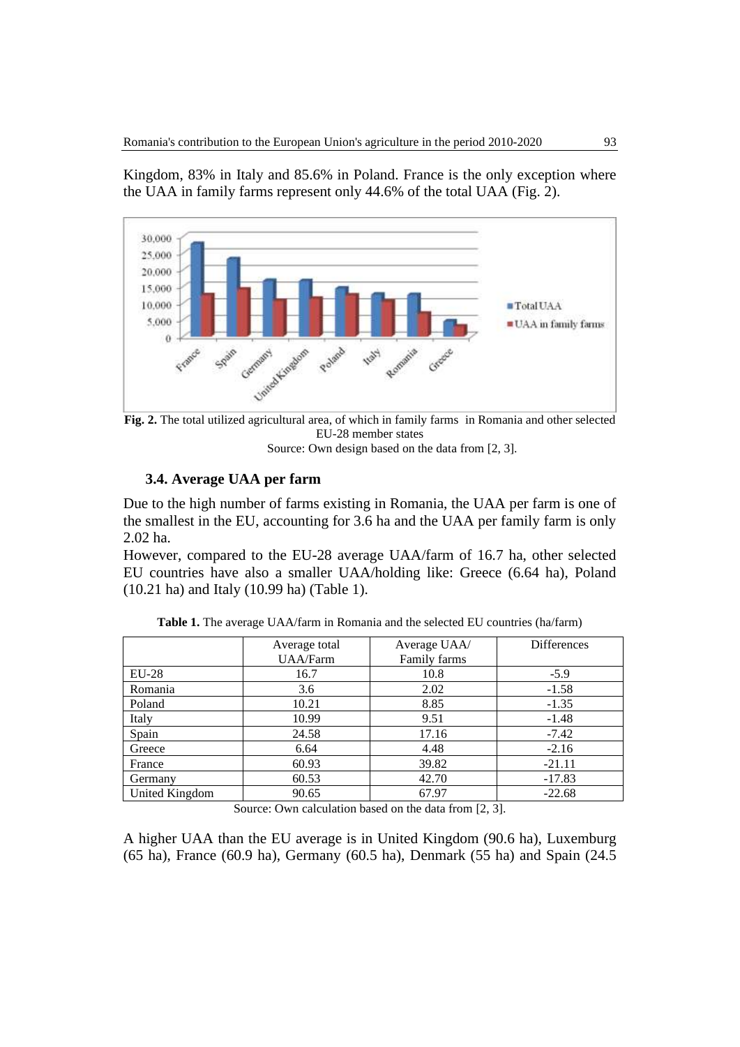Kingdom, 83% in Italy and 85.6% in Poland. France is the only exception where the UAA in family farms represent only 44.6% of the total UAA (Fig. 2).

30,000
25,000
20,000
15,000
10,000
5,000
0

France
Spain
Germany
United Kingdom
Poland
Italy
Romania
Greece

Total UAA
UAA in family farms

**Fig. 2.** The total utilized agricultural area, of which in family farms in Romania and other selected EU-28 member states

Source: Own design based on the data from [2, 3].

### 3.4. Average UAA per farm

Due to the high number of farms existing in Romania, the UAA per farm is one of the smallest in the EU, accounting for 3.6 ha and the UAA per family farm is only 2.02 ha.

However, compared to the EU-28 average UAA/farm of 16.7 ha, other selected EU countries have also a smaller UAA/holding like: Greece (6.64 ha), Poland (10.21 ha) and Italy (10.99 ha) (Table 1).

**Table 1.** The average UAA/farm in Romania and the selected EU countries (ha/farm)

| | Average total UAA/Farm | Average UAA/ Family farms | Differences |
|---|---|---|---|
| EU-28 | 16.7 | 10.8 | -5.9 |
| Romania | 3.6 | 2.02 | -1.58 |
| Poland | 10.21 | 8.85 | -1.35 |
| Italy | 10.99 | 9.51 | -1.48 |
| Spain | 24.58 | 17.16 | -7.42 |
| Greece | 6.64 | 4.48 | -2.16 |
| France | 60.93 | 39.82 | -21.11 |
| Germany | 60.53 | 42.70 | -17.83 |
| United Kingdom | 90.65 | 67.97 | -22.68 |

Source: Own calculation based on the data from [2, 3].

A higher UAA than the EU average is in United Kingdom (90.6 ha), Luxemburg (65 ha), France (60.9 ha), Germany (60.5 ha), Denmark (55 ha) and Spain (24.5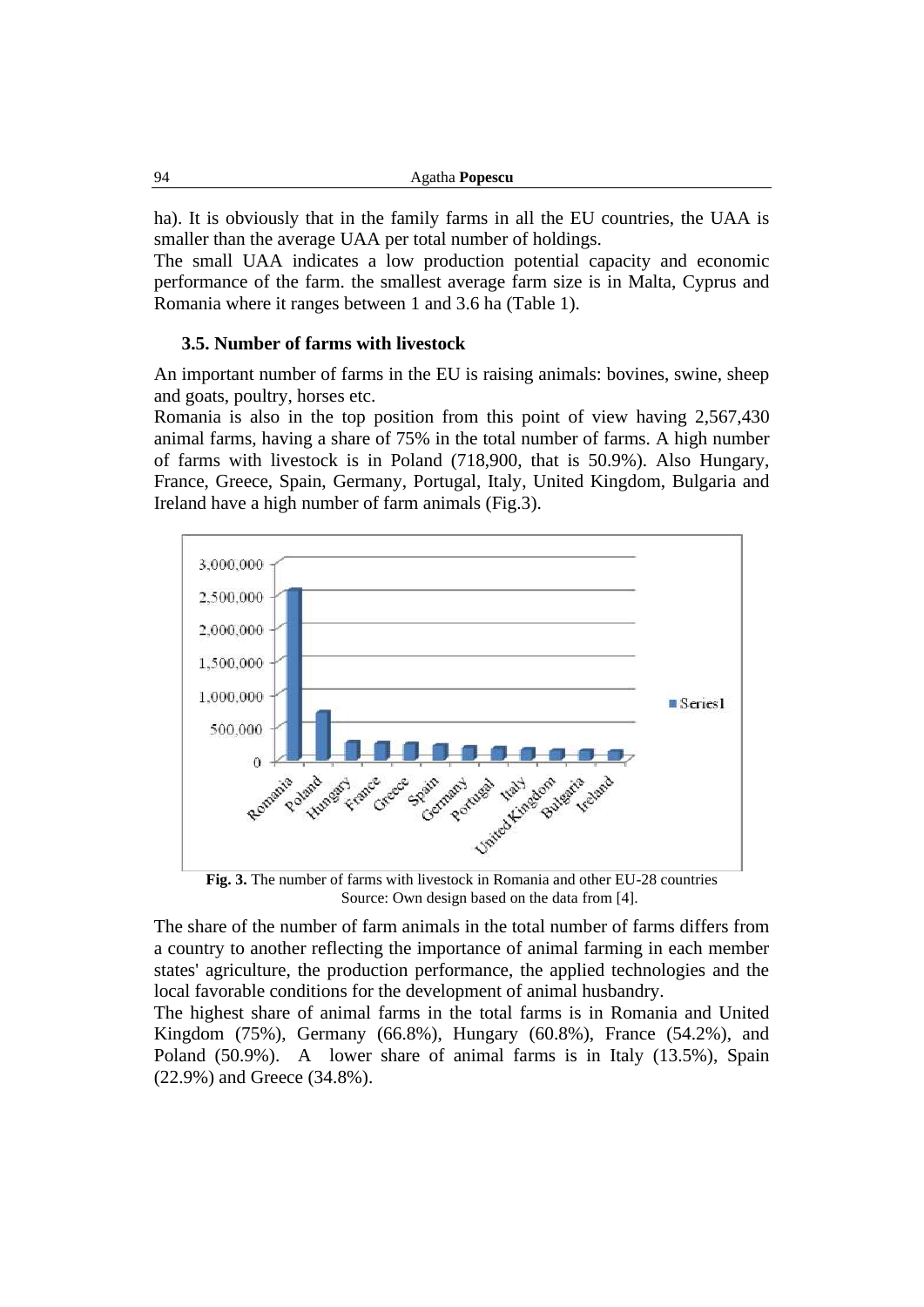ha). It is obviously that in the family farms in all the EU countries, the UAA is smaller than the average UAA per total number of holdings.

The small UAA indicates a low production potential capacity and economic performance of the farm. the smallest average farm size is in Malta, Cyprus and Romania where it ranges between 1 and 3.6 ha (Table 1).

### 3.5. Number of farms with livestock

An important number of farms in the EU is raising animals: bovines, swine, sheep and goats, poultry, horses etc.

Romania is also in the top position from this point of view having 2,567,430 animal farms, having a share of 75% in the total number of farms. A high number of farms with livestock is in Poland (718,900, that is 50.9%). Also Hungary, France, Greece, Spain, Germany, Portugal, Italy, United Kingdom, Bulgaria and Ireland have a high number of farm animals (Fig.3).

3,000,000
2,500,000
2,000,000
1,500,000
1,000,000
500,000
0

Romania
Poland
Hungary
France
Greece
Spain
Germany
Portugal
Italy
United Kingdom
Bulgaria
Ireland

Series1

**Fig. 3.** The number of farms with livestock in Romania and other EU-28 countries
Source: Own design based on the data from [4].

The share of the number of farm animals in the total number of farms differs from a country to another reflecting the importance of animal farming in each member states' agriculture, the production performance, the applied technologies and the local favorable conditions for the development of animal husbandry.

The highest share of animal farms in the total farms is in Romania and United Kingdom (75%), Germany (66.8%), Hungary (60.8%), France (54.2%), and Poland (50.9%). A lower share of animal farms is in Italy (13.5%), Spain (22.9%) and Greece (34.8%).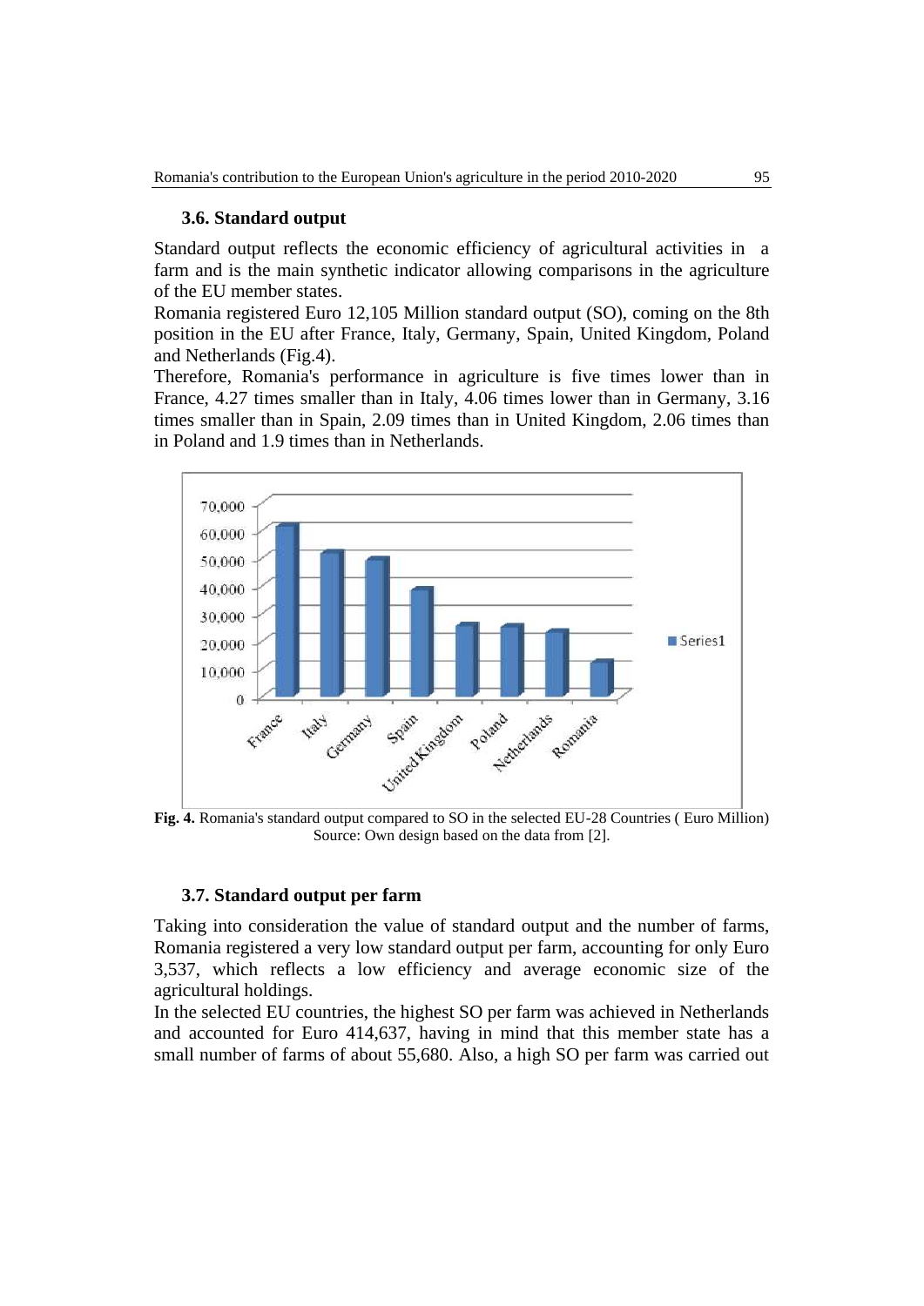### 3.6. Standard output

Standard output reflects the economic efficiency of agricultural activities in a farm and is the main synthetic indicator allowing comparisons in the agriculture of the EU member states.

Romania registered Euro 12,105 Million standard output (SO), coming on the 8th position in the EU after France, Italy, Germany, Spain, United Kingdom, Poland and Netherlands (Fig.4).

Therefore, Romania's performance in agriculture is five times lower than in France, 4.27 times smaller than in Italy, 4.06 times lower than in Germany, 3.16 times smaller than in Spain, 2.09 times than in United Kingdom, 2.06 times than in Poland and 1.9 times than in Netherlands.

70,000
60,000
50,000
40,000
30,000
20,000
10,000
0

France
Italy
Germany
Spain
United Kingdom
Poland
Netherlands
Romania

Series1

**Fig. 4.** Romania's standard output compared to SO in the selected EU-28 Countries ( Euro Million)
Source: Own design based on the data from [2].

### 3.7. Standard output per farm

Taking into consideration the value of standard output and the number of farms, Romania registered a very low standard output per farm, accounting for only Euro 3,537, which reflects a low efficiency and average economic size of the agricultural holdings.

In the selected EU countries, the highest SO per farm was achieved in Netherlands and accounted for Euro 414,637, having in mind that this member state has a small number of farms of about 55,680. Also, a high SO per farm was carried out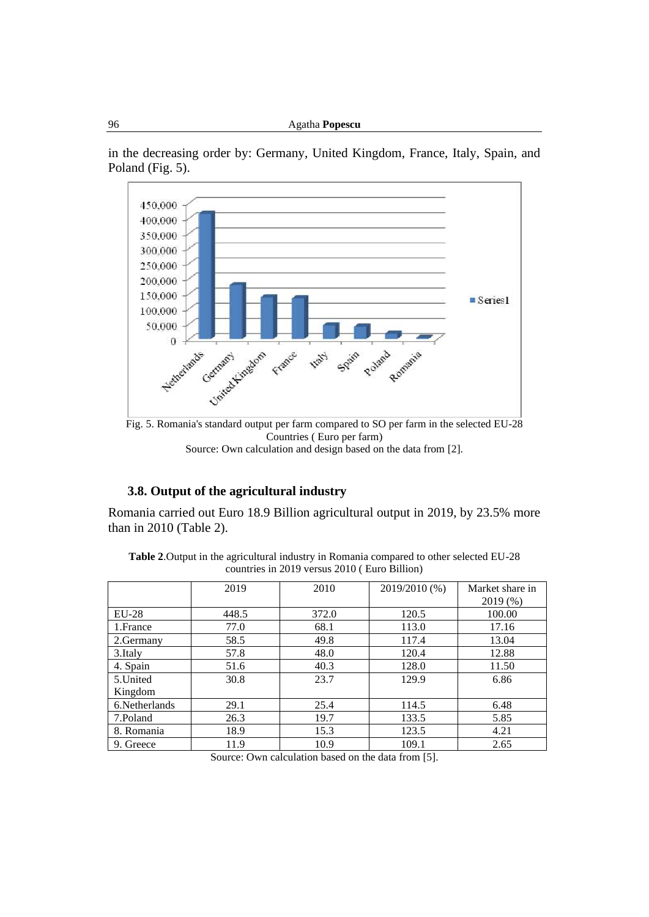in the decreasing order by: Germany, United Kingdom, France, Italy, Spain, and Poland (Fig. 5).

450,000
400,000
350,000
300,000
250,000
200,000
150,000
100,000
50,000
0

Netherlands
Germany
United Kingdom
France
Italy
Spain
Poland
Romania

Series1

Fig. 5. Romania's standard output per farm compared to SO per farm in the selected EU-28 Countries ( Euro per farm)

Source: Own calculation and design based on the data from [2].

### 3.8. Output of the agricultural industry

Romania carried out Euro 18.9 Billion agricultural output in 2019, by 23.5% more than in 2010 (Table 2).

**Table 2**.Output in the agricultural industry in Romania compared to other selected EU-28 countries in 2019 versus 2010 ( Euro Billion)

| | 2019 | 2010 | 2019/2010 (%) | Market share in 2019 (%) |
|---|---|---|---|---|
| EU-28 | 448.5 | 372.0 | 120.5 | 100.00 |
| 1.France | 77.0 | 68.1 | 113.0 | 17.16 |
| 2.Germany | 58.5 | 49.8 | 117.4 | 13.04 |
| 3.Italy | 57.8 | 48.0 | 120.4 | 12.88 |
| 4. Spain | 51.6 | 40.3 | 128.0 | 11.50 |
| 5.United Kingdom | 30.8 | 23.7 | 129.9 | 6.86 |
| 6.Netherlands | 29.1 | 25.4 | 114.5 | 6.48 |
| 7.Poland | 26.3 | 19.7 | 133.5 | 5.85 |
| 8. Romania | 18.9 | 15.3 | 123.5 | 4.21 |
| 9. Greece | 11.9 | 10.9 | 109.1 | 2.65 |

Source: Own calculation based on the data from [5].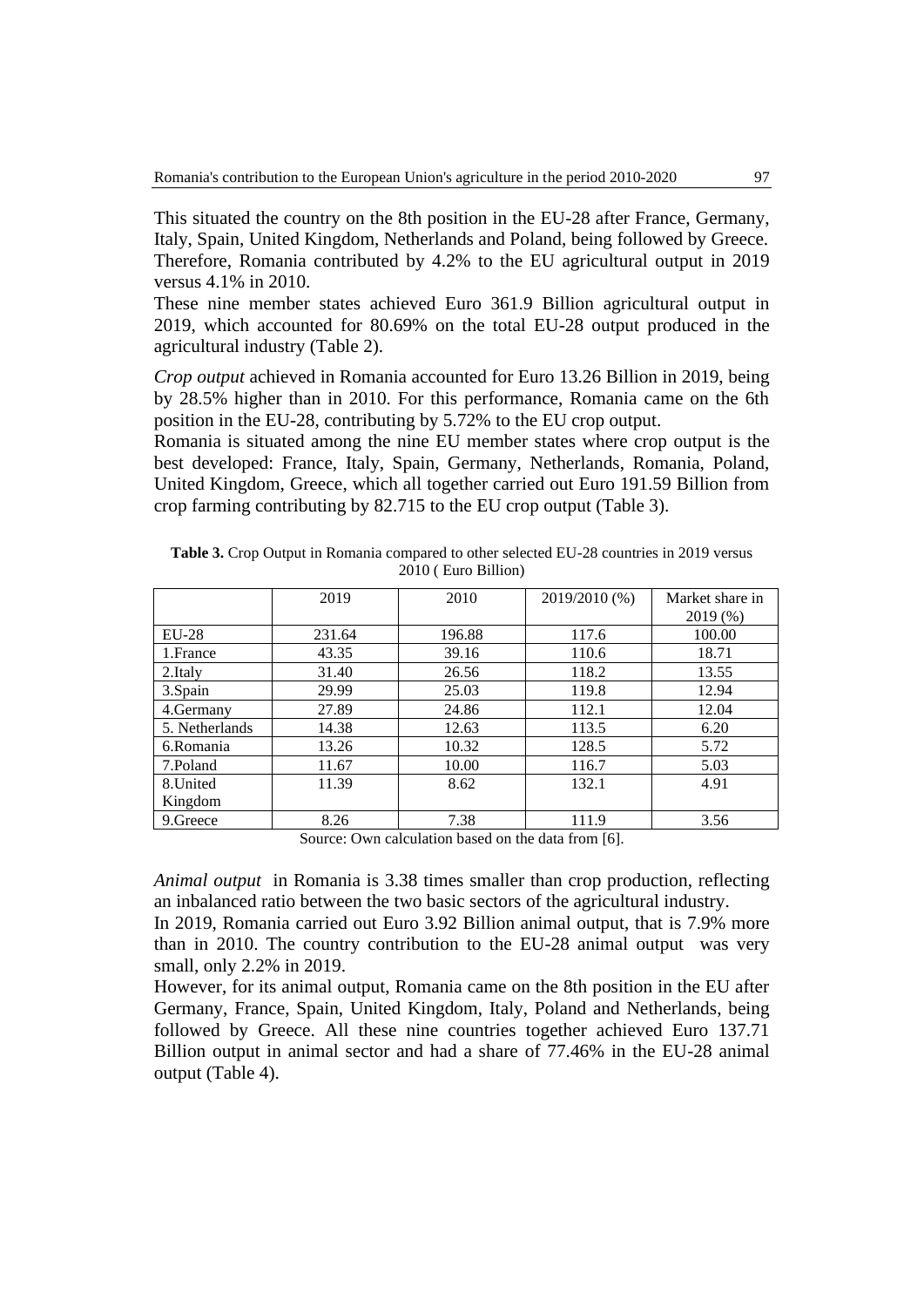This situated the country on the 8th position in the EU-28 after France, Germany, Italy, Spain, United Kingdom, Netherlands and Poland, being followed by Greece. Therefore, Romania contributed by 4.2% to the EU agricultural output in 2019 versus 4.1% in 2010.

These nine member states achieved Euro 361.9 Billion agricultural output in 2019, which accounted for 80.69% on the total EU-28 output produced in the agricultural industry (Table 2).

*Crop output* achieved in Romania accounted for Euro 13.26 Billion in 2019, being by 28.5% higher than in 2010. For this performance, Romania came on the 6th position in the EU-28, contributing by 5.72% to the EU crop output.

Romania is situated among the nine EU member states where crop output is the best developed: France, Italy, Spain, Germany, Netherlands, Romania, Poland, United Kingdom, Greece, which all together carried out Euro 191.59 Billion from crop farming contributing by 82.715 to the EU crop output (Table 3).

**Table 3.** Crop Output in Romania compared to other selected EU-28 countries in 2019 versus 2010 ( Euro Billion)

| | 2019 | 2010 | 2019/2010 (%) | Market share in 2019 (%) |
|---|---|---|---|---|
| EU-28 | 231.64 | 196.88 | 117.6 | 100.00 |
| 1.France | 43.35 | 39.16 | 110.6 | 18.71 |
| 2.Italy | 31.40 | 26.56 | 118.2 | 13.55 |
| 3.Spain | 29.99 | 25.03 | 119.8 | 12.94 |
| 4.Germany | 27.89 | 24.86 | 112.1 | 12.04 |
| 5. Netherlands | 14.38 | 12.63 | 113.5 | 6.20 |
| 6.Romania | 13.26 | 10.32 | 128.5 | 5.72 |
| 7.Poland | 11.67 | 10.00 | 116.7 | 5.03 |
| 8.United Kingdom | 11.39 | 8.62 | 132.1 | 4.91 |
| 9.Greece | 8.26 | 7.38 | 111.9 | 3.56 |

Source: Own calculation based on the data from [6].

*Animal output* in Romania is 3.38 times smaller than crop production, reflecting an inbalanced ratio between the two basic sectors of the agricultural industry.

In 2019, Romania carried out Euro 3.92 Billion animal output, that is 7.9% more than in 2010. The country contribution to the EU-28 animal output was very small, only 2.2% in 2019.

However, for its animal output, Romania came on the 8th position in the EU after Germany, France, Spain, United Kingdom, Italy, Poland and Netherlands, being followed by Greece. All these nine countries together achieved Euro 137.71 Billion output in animal sector and had a share of 77.46% in the EU-28 animal output (Table 4).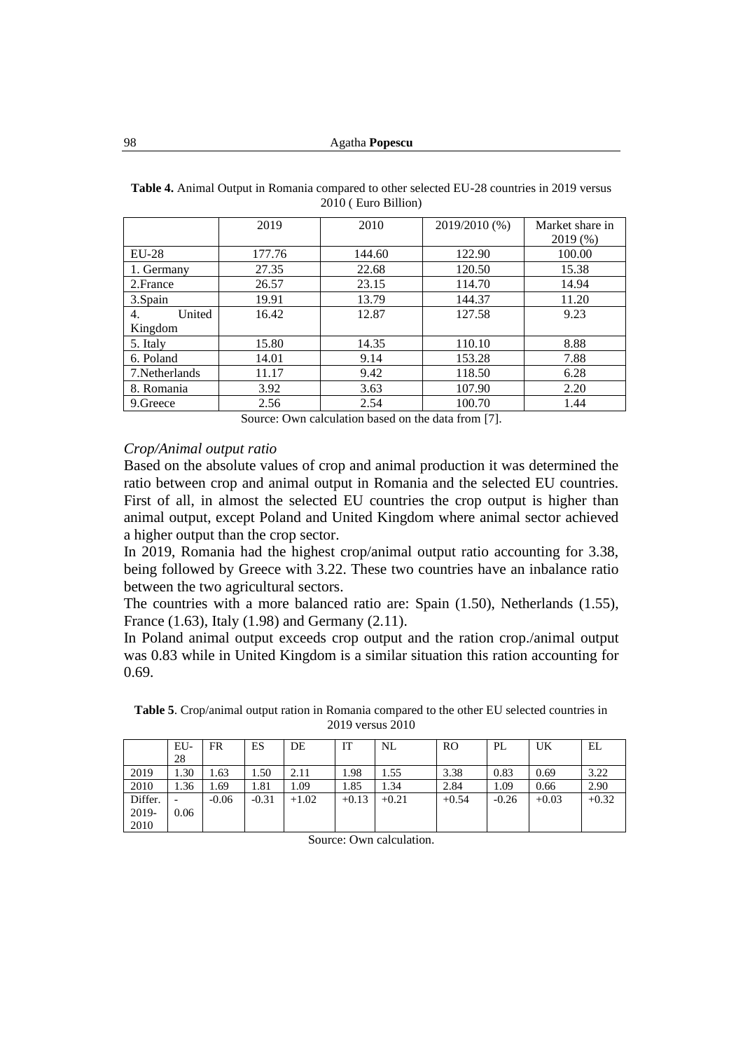**Table 4.** Animal Output in Romania compared to other selected EU-28 countries in 2019 versus 2010 ( Euro Billion)

| | 2019 | 2010 | 2019/2010 (%) | Market share in 2019 (%) |
|---|---|---|---|---|
| EU-28 | 177.76 | 144.60 | 122.90 | 100.00 |
| 1. Germany | 27.35 | 22.68 | 120.50 | 15.38 |
| 2.France | 26.57 | 23.15 | 114.70 | 14.94 |
| 3.Spain | 19.91 | 13.79 | 144.37 | 11.20 |
| 4. United Kingdom | 16.42 | 12.87 | 127.58 | 9.23 |
| 5. Italy | 15.80 | 14.35 | 110.10 | 8.88 |
| 6. Poland | 14.01 | 9.14 | 153.28 | 7.88 |
| 7.Netherlands | 11.17 | 9.42 | 118.50 | 6.28 |
| 8. Romania | 3.92 | 3.63 | 107.90 | 2.20 |
| 9.Greece | 2.56 | 2.54 | 100.70 | 1.44 |

Source: Own calculation based on the data from [7].

*Crop/Animal output ratio*

Based on the absolute values of crop and animal production it was determined the ratio between crop and animal output in Romania and the selected EU countries. First of all, in almost the selected EU countries the crop output is higher than animal output, except Poland and United Kingdom where animal sector achieved a higher output than the crop sector.

In 2019, Romania had the highest crop/animal output ratio accounting for 3.38, being followed by Greece with 3.22. These two countries have an inbalance ratio between the two agricultural sectors.

The countries with a more balanced ratio are: Spain (1.50), Netherlands (1.55), France (1.63), Italy (1.98) and Germany (2.11).

In Poland animal output exceeds crop output and the ration crop./animal output was 0.83 while in United Kingdom is a similar situation this ration accounting for 0.69.

**Table 5**. Crop/animal output ration in Romania compared to the other EU selected countries in 2019 versus 2010

| | EU-28 | FR | ES | DE | IT | NL | RO | PL | UK | EL |
|---|---|---|---|---|---|---|---|---|---|---|
| 2019 | 1.30 | 1.63 | 1.50 | 2.11 | 1.98 | 1.55 | 3.38 | 0.83 | 0.69 | 3.22 |
| 2010 | 1.36 | 1.69 | 1.81 | 1.09 | 1.85 | 1.34 | 2.84 | 1.09 | 0.66 | 2.90 |
| Differ. 2019-2010 | -0.06 | -0.06 | -0.31 | +1.02 | +0.13 | +0.21 | +0.54 | -0.26 | +0.03 | +0.32 |

Source: Own calculation.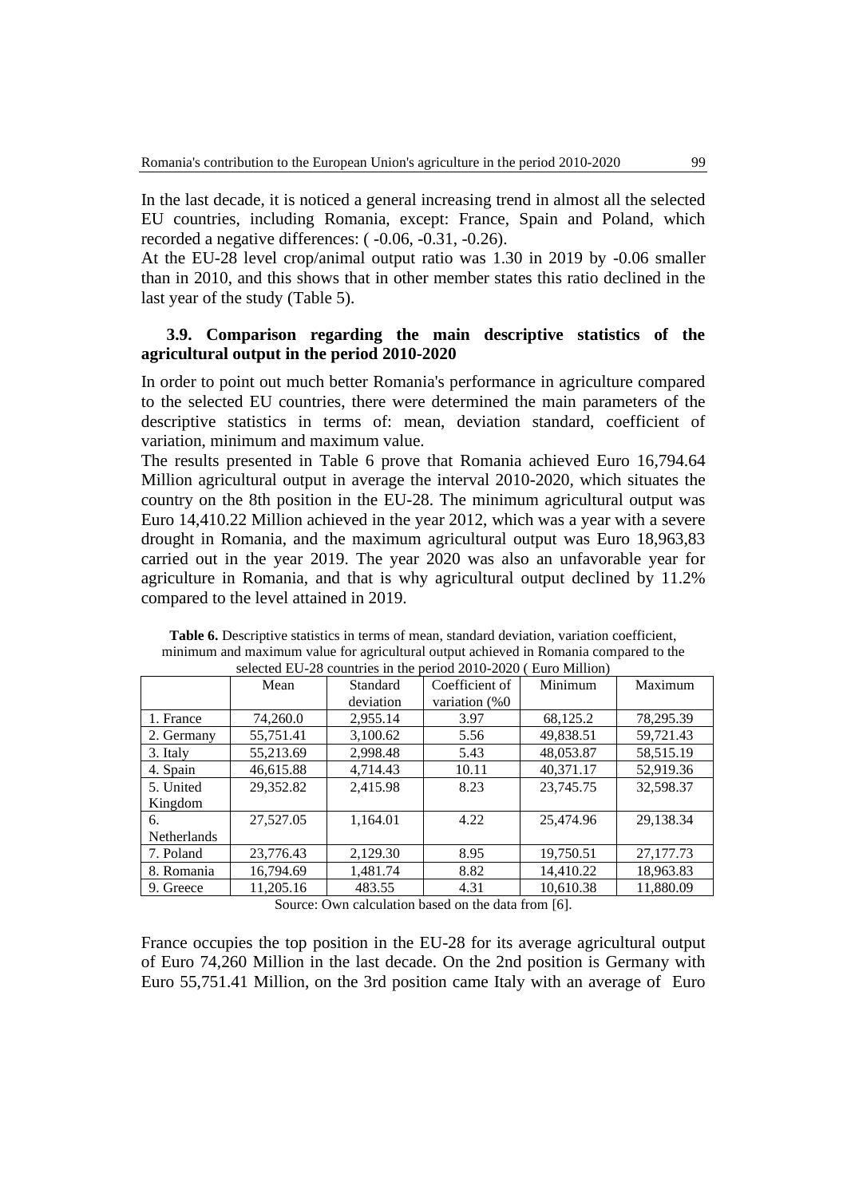In the last decade, it is noticed a general increasing trend in almost all the selected EU countries, including Romania, except: France, Spain and Poland, which recorded a negative differences: ( -0.06, -0.31, -0.26).

At the EU-28 level crop/animal output ratio was 1.30 in 2019 by -0.06 smaller than in 2010, and this shows that in other member states this ratio declined in the last year of the study (Table 5).

### 3.9. Comparison regarding the main descriptive statistics of the agricultural output in the period 2010-2020

In order to point out much better Romania's performance in agriculture compared to the selected EU countries, there were determined the main parameters of the descriptive statistics in terms of: mean, deviation standard, coefficient of variation, minimum and maximum value.

The results presented in Table 6 prove that Romania achieved Euro 16,794.64 Million agricultural output in average the interval 2010-2020, which situates the country on the 8th position in the EU-28. The minimum agricultural output was Euro 14,410.22 Million achieved in the year 2012, which was a year with a severe drought in Romania, and the maximum agricultural output was Euro 18,963,83 carried out in the year 2019. The year 2020 was also an unfavorable year for agriculture in Romania, and that is why agricultural output declined by 11.2% compared to the level attained in 2019.

**Table 6.** Descriptive statistics in terms of mean, standard deviation, variation coefficient, minimum and maximum value for agricultural output achieved in Romania compared to the selected EU-28 countries in the period 2010-2020 ( Euro Million)

| | Mean | Standard deviation | Coefficient of variation (%0 | Minimum | Maximum |
|---|---|---|---|---|---|
| 1. France | 74,260.0 | 2,955.14 | 3.97 | 68,125.2 | 78,295.39 |
| 2. Germany | 55,751.41 | 3,100.62 | 5.56 | 49,838.51 | 59,721.43 |
| 3. Italy | 55,213.69 | 2,998.48 | 5.43 | 48,053.87 | 58,515.19 |
| 4. Spain | 46,615.88 | 4,714.43 | 10.11 | 40,371.17 | 52,919.36 |
| 5. United Kingdom | 29,352.82 | 2,415.98 | 8.23 | 23,745.75 | 32,598.37 |
| 6. Netherlands | 27,527.05 | 1,164.01 | 4.22 | 25,474.96 | 29,138.34 |
| 7. Poland | 23,776.43 | 2,129.30 | 8.95 | 19,750.51 | 27,177.73 |
| 8. Romania | 16,794.69 | 1,481.74 | 8.82 | 14,410.22 | 18,963.83 |
| 9. Greece | 11,205.16 | 483.55 | 4.31 | 10,610.38 | 11,880.09 |

Source: Own calculation based on the data from [6].

France occupies the top position in the EU-28 for its average agricultural output of Euro 74,260 Million in the last decade. On the 2nd position is Germany with Euro 55,751.41 Million, on the 3rd position came Italy with an average of Euro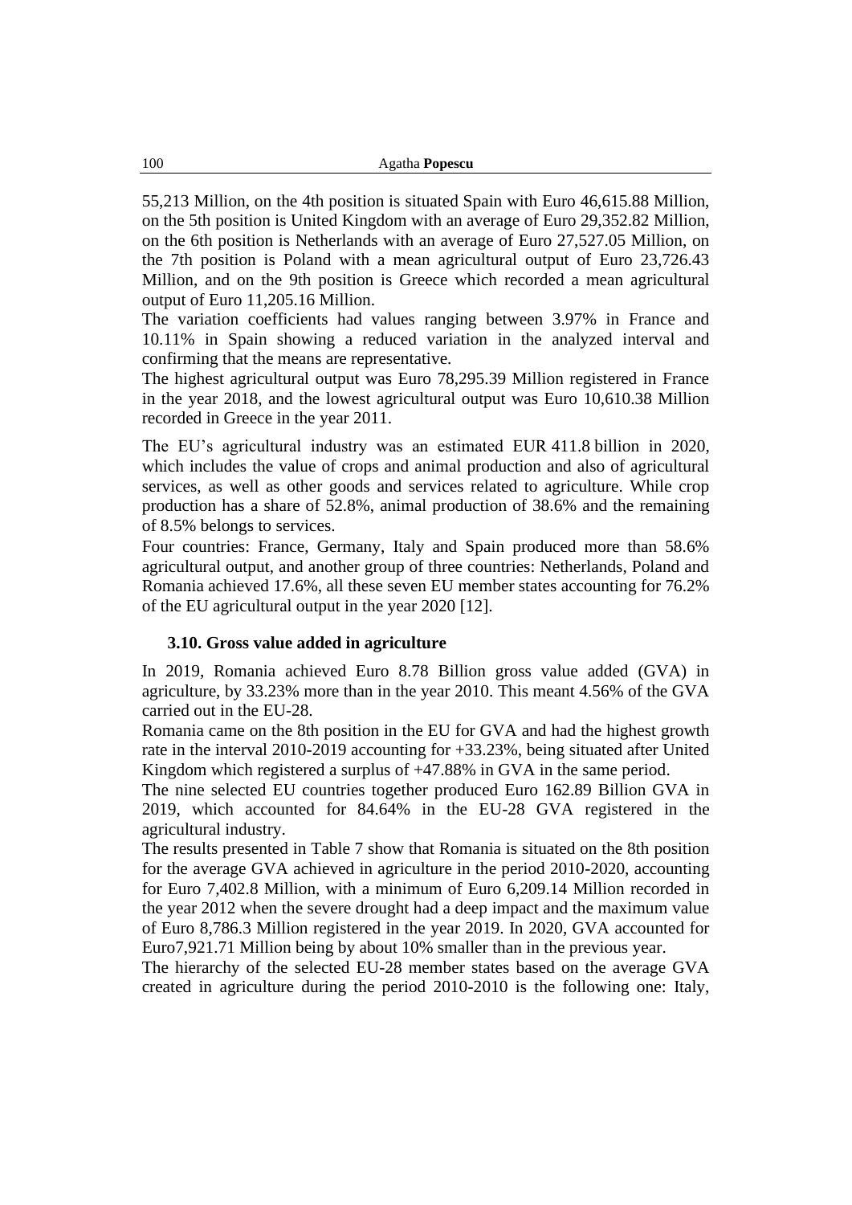55,213 Million, on the 4th position is situated Spain with Euro 46,615.88 Million, on the 5th position is United Kingdom with an average of Euro 29,352.82 Million, on the 6th position is Netherlands with an average of Euro 27,527.05 Million, on the 7th position is Poland with a mean agricultural output of Euro 23,726.43 Million, and on the 9th position is Greece which recorded a mean agricultural output of Euro 11,205.16 Million.

The variation coefficients had values ranging between 3.97% in France and 10.11% in Spain showing a reduced variation in the analyzed interval and confirming that the means are representative.

The highest agricultural output was Euro 78,295.39 Million registered in France in the year 2018, and the lowest agricultural output was Euro 10,610.38 Million recorded in Greece in the year 2011.

The EU's agricultural industry was an estimated EUR 411.8 billion in 2020, which includes the value of crops and animal production and also of agricultural services, as well as other goods and services related to agriculture. While crop production has a share of 52.8%, animal production of 38.6% and the remaining of 8.5% belongs to services.

Four countries: France, Germany, Italy and Spain produced more than 58.6% agricultural output, and another group of three countries: Netherlands, Poland and Romania achieved 17.6%, all these seven EU member states accounting for 76.2% of the EU agricultural output in the year 2020 [12].

### 3.10. Gross value added in agriculture

In 2019, Romania achieved Euro 8.78 Billion gross value added (GVA) in agriculture, by 33.23% more than in the year 2010. This meant 4.56% of the GVA carried out in the EU-28.

Romania came on the 8th position in the EU for GVA and had the highest growth rate in the interval 2010-2019 accounting for +33.23%, being situated after United Kingdom which registered a surplus of +47.88% in GVA in the same period.

The nine selected EU countries together produced Euro 162.89 Billion GVA in 2019, which accounted for 84.64% in the EU-28 GVA registered in the agricultural industry.

The results presented in Table 7 show that Romania is situated on the 8th position for the average GVA achieved in agriculture in the period 2010-2020, accounting for Euro 7,402.8 Million, with a minimum of Euro 6,209.14 Million recorded in the year 2012 when the severe drought had a deep impact and the maximum value of Euro 8,786.3 Million registered in the year 2019. In 2020, GVA accounted for Euro7,921.71 Million being by about 10% smaller than in the previous year.

The hierarchy of the selected EU-28 member states based on the average GVA created in agriculture during the period 2010-2010 is the following one: Italy,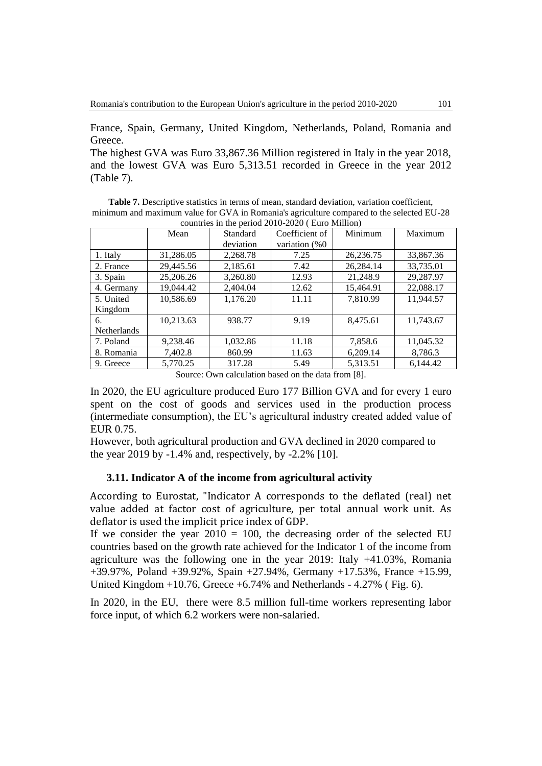France, Spain, Germany, United Kingdom, Netherlands, Poland, Romania and Greece.

The highest GVA was Euro 33,867.36 Million registered in Italy in the year 2018, and the lowest GVA was Euro 5,313.51 recorded in Greece in the year 2012 (Table 7).

**Table 7.** Descriptive statistics in terms of mean, standard deviation, variation coefficient, minimum and maximum value for GVA in Romania's agriculture compared to the selected EU-28 countries in the period 2010-2020 ( Euro Million)

| | Mean | Standard deviation | Coefficient of variation (%0 | Minimum | Maximum |
|---|---|---|---|---|---|
| 1. Italy | 31,286.05 | 2,268.78 | 7.25 | 26,236.75 | 33,867.36 |
| 2. France | 29,445.56 | 2,185.61 | 7.42 | 26,284.14 | 33,735.01 |
| 3. Spain | 25,206.26 | 3,260.80 | 12.93 | 21,248.9 | 29,287.97 |
| 4. Germany | 19,044.42 | 2,404.04 | 12.62 | 15,464.91 | 22,088.17 |
| 5. United Kingdom | 10,586.69 | 1,176.20 | 11.11 | 7,810.99 | 11,944.57 |
| 6. Netherlands | 10,213.63 | 938.77 | 9.19 | 8,475.61 | 11,743.67 |
| 7. Poland | 9,238.46 | 1,032.86 | 11.18 | 7,858.6 | 11,045.32 |
| 8. Romania | 7,402.8 | 860.99 | 11.63 | 6,209.14 | 8,786.3 |
| 9. Greece | 5,770.25 | 317.28 | 5.49 | 5,313.51 | 6,144.42 |

Source: Own calculation based on the data from [8].

In 2020, the EU agriculture produced Euro 177 Billion GVA and for every 1 euro spent on the cost of goods and services used in the production process (intermediate consumption), the EU's agricultural industry created added value of EUR 0.75.

However, both agricultural production and GVA declined in 2020 compared to the year 2019 by -1.4% and, respectively, by -2.2% [10].

### 3.11. Indicator A of the income from agricultural activity

According to Eurostat, "Indicator A corresponds to the deflated (real) net value added at factor cost of agriculture, per total annual work unit. As deflator is used the implicit price index of GDP.

If we consider the year 2010 = 100, the decreasing order of the selected EU countries based on the growth rate achieved for the Indicator 1 of the income from agriculture was the following one in the year 2019: Italy +41.03%, Romania +39.97%, Poland +39.92%, Spain +27.94%, Germany +17.53%, France +15.99, United Kingdom +10.76, Greece +6.74% and Netherlands - 4.27% ( Fig. 6).

In 2020, in the EU, there were 8.5 million full-time workers representing labor force input, of which 6.2 workers were non-salaried.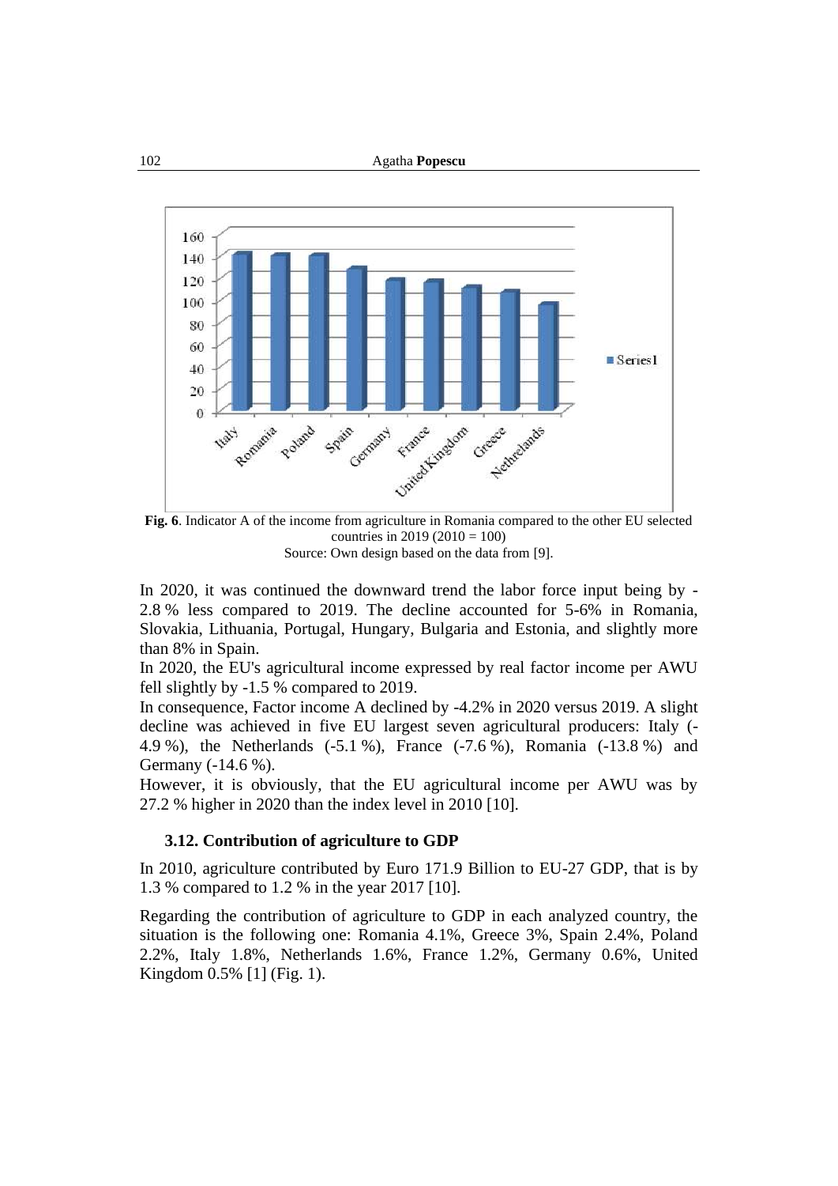160
140
120
100
80
60
40
20
0

Italy
Romania
Poland
Spain
Germany
France
United Kingdom
Greece
Netherlands

Series1

**Fig. 6**. Indicator A of the income from agriculture in Romania compared to the other EU selected countries in 2019 (2010 = 100)
Source: Own design based on the data from [9].

In 2020, it was continued the downward trend the labor force input being by -2.8 % less compared to 2019. The decline accounted for 5-6% in Romania, Slovakia, Lithuania, Portugal, Hungary, Bulgaria and Estonia, and slightly more than 8% in Spain.

In 2020, the EU's agricultural income expressed by real factor income per AWU fell slightly by -1.5 % compared to 2019.

In consequence, Factor income A declined by -4.2% in 2020 versus 2019. A slight decline was achieved in five EU largest seven agricultural producers: Italy (-4.9 %), the Netherlands (-5.1 %), France (-7.6 %), Romania (-13.8 %) and Germany (-14.6 %).

However, it is obviously, that the EU agricultural income per AWU was by 27.2 % higher in 2020 than the index level in 2010 [10].

### 3.12. Contribution of agriculture to GDP

In 2010, agriculture contributed by Euro 171.9 Billion to EU-27 GDP, that is by 1.3 % compared to 1.2 % in the year 2017 [10].

Regarding the contribution of agriculture to GDP in each analyzed country, the situation is the following one: Romania 4.1%, Greece 3%, Spain 2.4%, Poland 2.2%, Italy 1.8%, Netherlands 1.6%, France 1.2%, Germany 0.6%, United Kingdom 0.5% [1] (Fig. 1).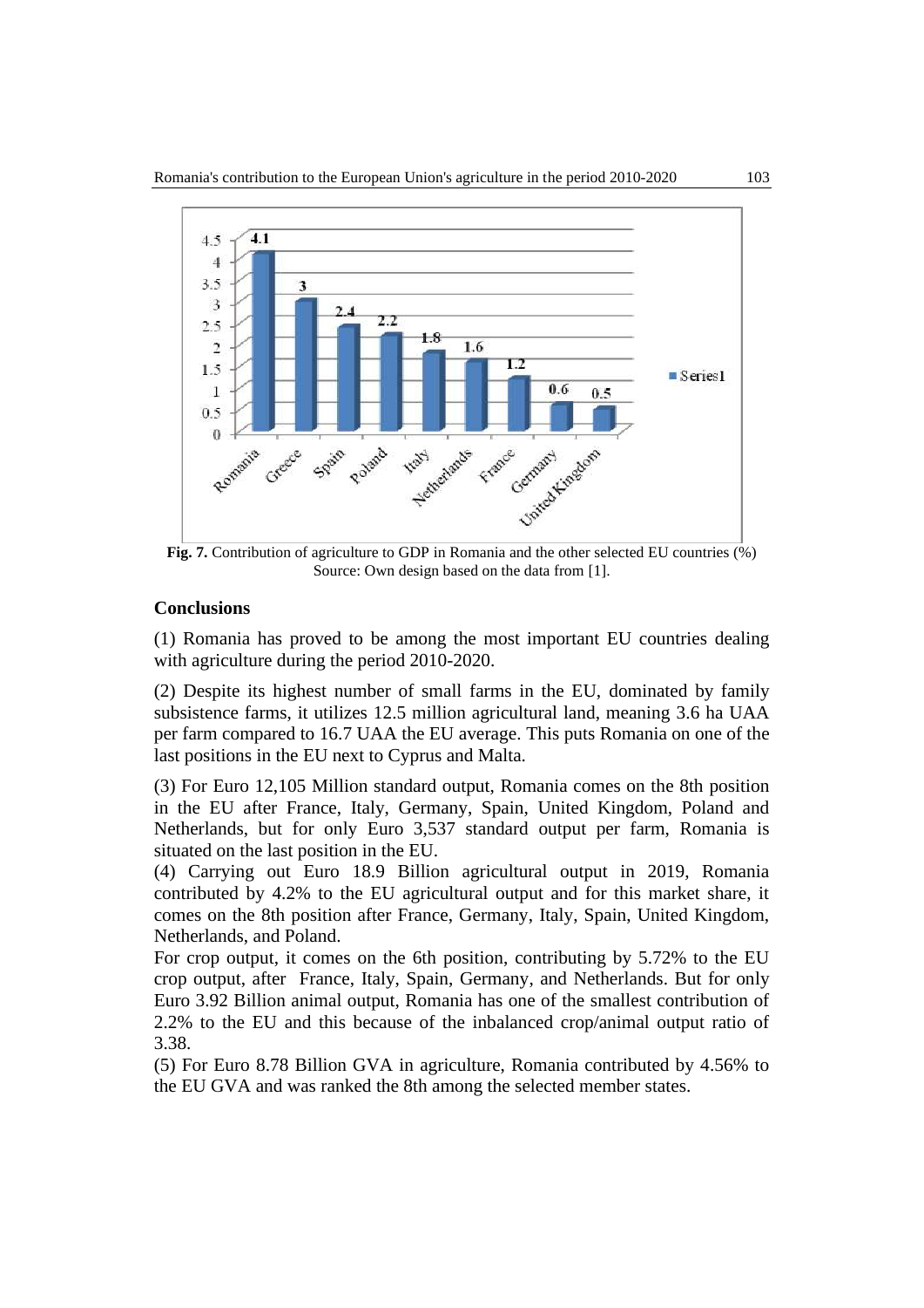4.5
4
3.5
3
2.5
2
1.5
1
0.5
0

4.1
3
2.4
2.2
1.8
1.6
1.2
0.6
0.5

Romania
Greece
Spain
Poland
Italy
Netherlands
France
Germany
United Kingdom

Series1

**Fig. 7.** Contribution of agriculture to GDP in Romania and the other selected EU countries (%)
Source: Own design based on the data from [1].

## Conclusions

(1) Romania has proved to be among the most important EU countries dealing with agriculture during the period 2010-2020.

(2) Despite its highest number of small farms in the EU, dominated by family subsistence farms, it utilizes 12.5 million agricultural land, meaning 3.6 ha UAA per farm compared to 16.7 UAA the EU average. This puts Romania on one of the last positions in the EU next to Cyprus and Malta.

(3) For Euro 12,105 Million standard output, Romania comes on the 8th position in the EU after France, Italy, Germany, Spain, United Kingdom, Poland and Netherlands, but for only Euro 3,537 standard output per farm, Romania is situated on the last position in the EU.

(4) Carrying out Euro 18.9 Billion agricultural output in 2019, Romania contributed by 4.2% to the EU agricultural output and for this market share, it comes on the 8th position after France, Germany, Italy, Spain, United Kingdom, Netherlands, and Poland.

For crop output, it comes on the 6th position, contributing by 5.72% to the EU crop output, after France, Italy, Spain, Germany, and Netherlands. But for only Euro 3.92 Billion animal output, Romania has one of the smallest contribution of 2.2% to the EU and this because of the inbalanced crop/animal output ratio of 3.38.

(5) For Euro 8.78 Billion GVA in agriculture, Romania contributed by 4.56% to the EU GVA and was ranked the 8th among the selected member states.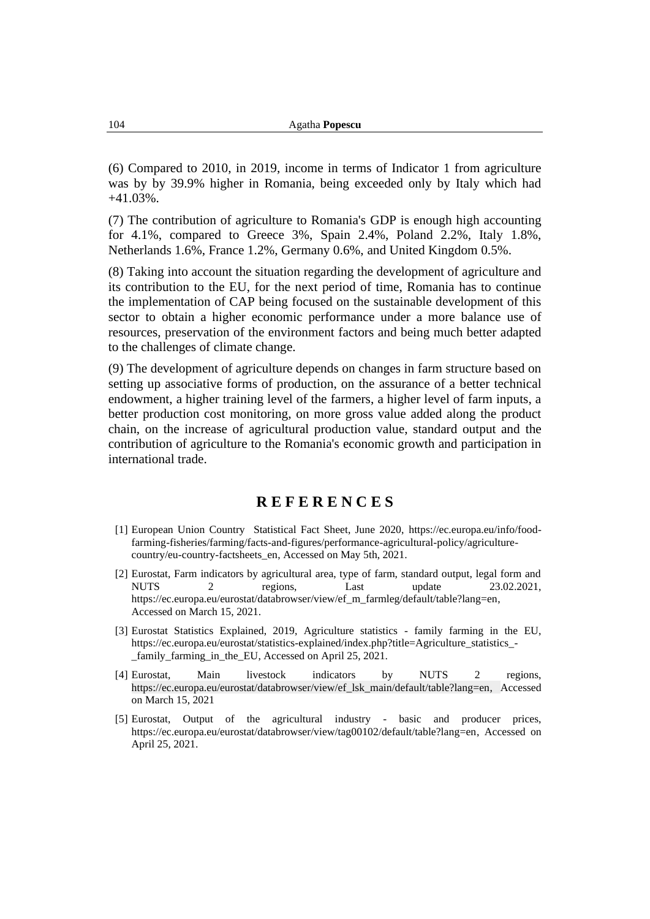(6) Compared to 2010, in 2019, income in terms of Indicator 1 from agriculture was by by 39.9% higher in Romania, being exceeded only by Italy which had +41.03%.

(7) The contribution of agriculture to Romania's GDP is enough high accounting for 4.1%, compared to Greece 3%, Spain 2.4%, Poland 2.2%, Italy 1.8%, Netherlands 1.6%, France 1.2%, Germany 0.6%, and United Kingdom 0.5%.

(8) Taking into account the situation regarding the development of agriculture and its contribution to the EU, for the next period of time, Romania has to continue the implementation of CAP being focused on the sustainable development of this sector to obtain a higher economic performance under a more balance use of resources, preservation of the environment factors and being much better adapted to the challenges of climate change.

(9) The development of agriculture depends on changes in farm structure based on setting up associative forms of production, on the assurance of a better technical endowment, a higher training level of the farmers, a higher level of farm inputs, a better production cost monitoring, on more gross value added along the product chain, on the increase of agricultural production value, standard output and the contribution of agriculture to the Romania's economic growth and participation in international trade.

## REFERENCES

[1] European Union Country Statistical Fact Sheet, June 2020, https://ec.europa.eu/info/food-farming-fisheries/farming/facts-and-figures/performance-agricultural-policy/agriculture-country/eu-country-factsheets_en, Accessed on May 5th, 2021.

[2] Eurostat, Farm indicators by agricultural area, type of farm, standard output, legal form and NUTS 2 regions, Last update 23.02.2021, https://ec.europa.eu/eurostat/databrowser/view/ef_m_farmleg/default/table?lang=en, Accessed on March 15, 2021.

[3] Eurostat Statistics Explained, 2019, Agriculture statistics - family farming in the EU, https://ec.europa.eu/eurostat/statistics-explained/index.php?title=Agriculture_statistics_-_family_farming_in_the_EU, Accessed on April 25, 2021.

[4] Eurostat, Main livestock indicators by NUTS 2 regions, https://ec.europa.eu/eurostat/databrowser/view/ef_lsk_main/default/table?lang=en, Accessed on March 15, 2021

[5] Eurostat, Output of the agricultural industry - basic and producer prices, https://ec.europa.eu/eurostat/databrowser/view/tag00102/default/table?lang=en, Accessed on April 25, 2021.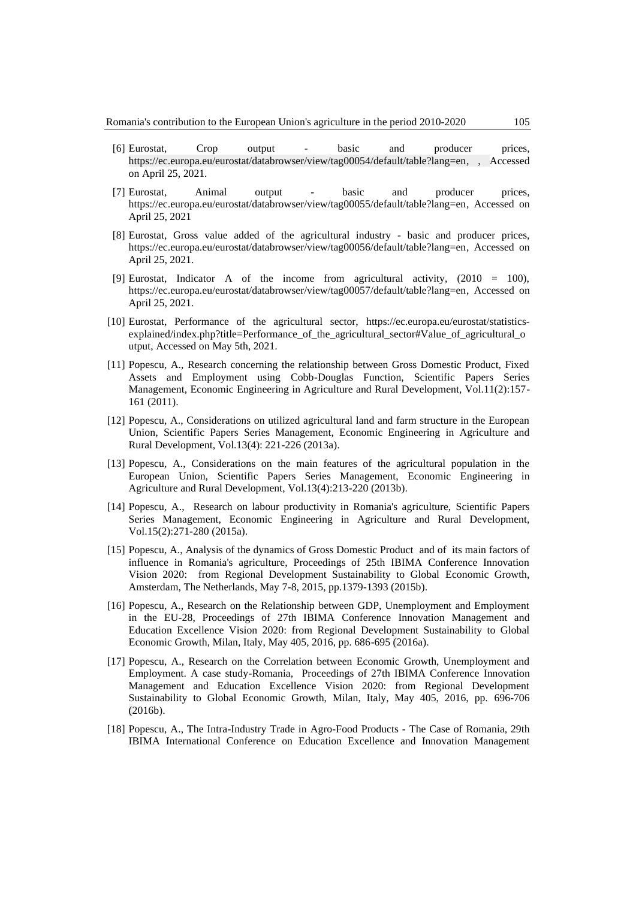[6] Eurostat, Crop output - basic and producer prices, https://ec.europa.eu/eurostat/databrowser/view/tag00054/default/table?lang=en, , Accessed on April 25, 2021.

[7] Eurostat, Animal output - basic and producer prices, https://ec.europa.eu/eurostat/databrowser/view/tag00055/default/table?lang=en, Accessed on April 25, 2021

[8] Eurostat, Gross value added of the agricultural industry - basic and producer prices, https://ec.europa.eu/eurostat/databrowser/view/tag00056/default/table?lang=en, Accessed on April 25, 2021.

[9] Eurostat, Indicator A of the income from agricultural activity, (2010 = 100), https://ec.europa.eu/eurostat/databrowser/view/tag00057/default/table?lang=en, Accessed on April 25, 2021.

[10] Eurostat, Performance of the agricultural sector, https://ec.europa.eu/eurostat/statistics-explained/index.php?title=Performance_of_the_agricultural_sector#Value_of_agricultural_output, Accessed on May 5th, 2021.

[11] Popescu, A., Research concerning the relationship between Gross Domestic Product, Fixed Assets and Employment using Cobb-Douglas Function, Scientific Papers Series Management, Economic Engineering in Agriculture and Rural Development, Vol.11(2):157-161 (2011).

[12] Popescu, A., Considerations on utilized agricultural land and farm structure in the European Union, Scientific Papers Series Management, Economic Engineering in Agriculture and Rural Development, Vol.13(4): 221-226 (2013a).

[13] Popescu, A., Considerations on the main features of the agricultural population in the European Union, Scientific Papers Series Management, Economic Engineering in Agriculture and Rural Development, Vol.13(4):213-220 (2013b).

[14] Popescu, A., Research on labour productivity in Romania's agriculture, Scientific Papers Series Management, Economic Engineering in Agriculture and Rural Development, Vol.15(2):271-280 (2015a).

[15] Popescu, A., Analysis of the dynamics of Gross Domestic Product and of its main factors of influence in Romania's agriculture, Proceedings of 25th IBIMA Conference Innovation Vision 2020: from Regional Development Sustainability to Global Economic Growth, Amsterdam, The Netherlands, May 7-8, 2015, pp.1379-1393 (2015b).

[16] Popescu, A., Research on the Relationship between GDP, Unemployment and Employment in the EU-28, Proceedings of 27th IBIMA Conference Innovation Management and Education Excellence Vision 2020: from Regional Development Sustainability to Global Economic Growth, Milan, Italy, May 405, 2016, pp. 686-695 (2016a).

[17] Popescu, A., Research on the Correlation between Economic Growth, Unemployment and Employment. A case study-Romania, Proceedings of 27th IBIMA Conference Innovation Management and Education Excellence Vision 2020: from Regional Development Sustainability to Global Economic Growth, Milan, Italy, May 405, 2016, pp. 696-706 (2016b).

[18] Popescu, A., The Intra-Industry Trade in Agro-Food Products - The Case of Romania, 29th IBIMA International Conference on Education Excellence and Innovation Management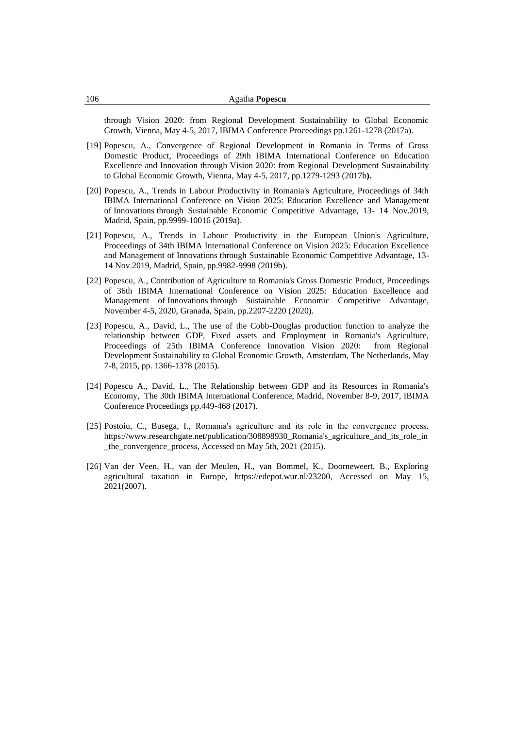through Vision 2020: from Regional Development Sustainability to Global Economic Growth, Vienna, May 4-5, 2017, IBIMA Conference Proceedings pp.1261-1278 (2017a).

[19] Popescu, A., Convergence of Regional Development in Romania in Terms of Gross Domestic Product, Proceedings of 29th IBIMA International Conference on Education Excellence and Innovation through Vision 2020: from Regional Development Sustainability to Global Economic Growth, Vienna, May 4-5, 2017, pp.1279-1293 (2017b**).**

[20] Popescu, A., Trends in Labour Productivity in Romania's Agriculture, Proceedings of 34th IBIMA International Conference on Vision 2025: Education Excellence and Management of Innovations through Sustainable Economic Competitive Advantage, 13- 14 Nov.2019, Madrid, Spain, pp.9999-10016 (2019a).

[21] Popescu, A., Trends in Labour Productivity in the European Union's Agriculture, Proceedings of 34th IBIMA International Conference on Vision 2025: Education Excellence and Management of Innovations through Sustainable Economic Competitive Advantage, 13-14 Nov.2019, Madrid, Spain, pp.9982-9998 (2019b).

[22] Popescu, A., Contribution of Agriculture to Romania's Gross Domestic Product, Proceedings of 36th IBIMA International Conference on Vision 2025: Education Excellence and Management of Innovations through Sustainable Economic Competitive Advantage, November 4-5, 2020, Granada, Spain, pp.2207-2220 (2020).

[23] Popescu, A., David, L., The use of the Cobb-Douglas production function to analyze the relationship between GDP, Fixed assets and Employment in Romania's Agriculture, Proceedings of 25th IBIMA Conference Innovation Vision 2020: from Regional Development Sustainability to Global Economic Growth, Amsterdam, The Netherlands, May 7-8, 2015, pp. 1366-1378 (2015).

[24] Popescu A., David, L., The Relationship between GDP and its Resources in Romania's Economy, The 30th IBIMA International Conference, Madrid, November 8-9, 2017, IBIMA Conference Proceedings pp.449-468 (2017).

[25] Postoiu, C., Busega, I., Romania's agriculture and its role în the convergence process, https://www.researchgate.net/publication/308898930_Romania's_agriculture_and_its_role_in_the_convergence_process, Accessed on May 5th, 2021 (2015).

[26] Van der Veen, H., van der Meulen, H., van Bommel, K., Doorneweert, B., Exploring agricultural taxation in Europe, https://edepot.wur.nl/23200, Accessed on May 15, 2021(2007).